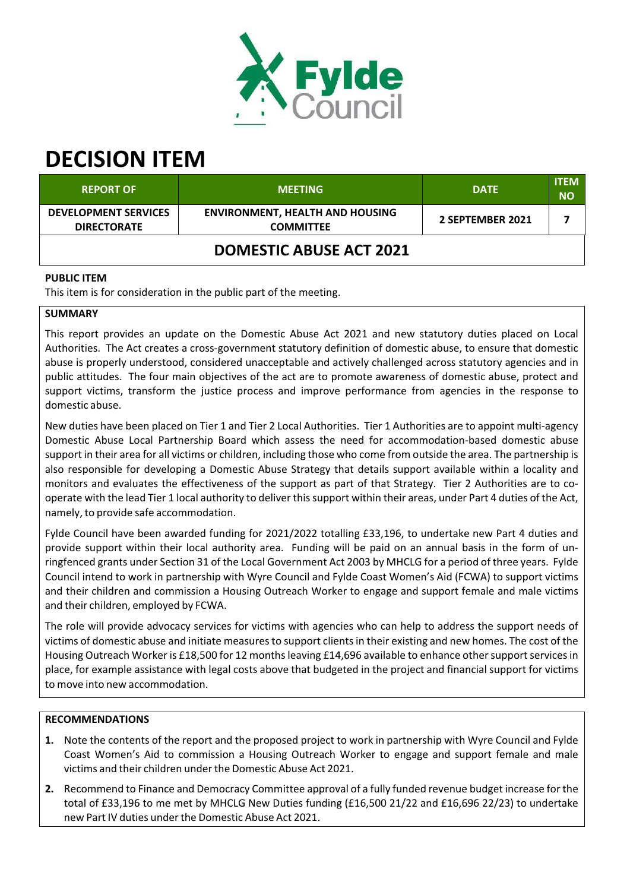# DECISION ITEM

| REPORT OF | MEETING | DATE | ITEM NO |
|---|---|---|---|
| DEVELOPMENT SERVICES DIRECTORATE | ENVIRONMENT, HEALTH AND HOUSING COMMITTEE | 2 SEPTEMBER 2021 | 7 |

## DOMESTIC ABUSE ACT 2021

**PUBLIC ITEM**

This item is for consideration in the public part of the meeting.

**SUMMARY**

This report provides an update on the Domestic Abuse Act 2021 and new statutory duties placed on Local Authorities. The Act creates a cross-government statutory definition of domestic abuse, to ensure that domestic abuse is properly understood, considered unacceptable and actively challenged across statutory agencies and in public attitudes. The four main objectives of the act are to promote awareness of domestic abuse, protect and support victims, transform the justice process and improve performance from agencies in the response to domestic abuse.

New duties have been placed on Tier 1 and Tier 2 Local Authorities. Tier 1 Authorities are to appoint multi-agency Domestic Abuse Local Partnership Board which assess the need for accommodation-based domestic abuse support in their area for all victims or children, including those who come from outside the area. The partnership is also responsible for developing a Domestic Abuse Strategy that details support available within a locality and monitors and evaluates the effectiveness of the support as part of that Strategy. Tier 2 Authorities are to co-operate with the lead Tier 1 local authority to deliver this support within their areas, under Part 4 duties of the Act, namely, to provide safe accommodation.

Fylde Council have been awarded funding for 2021/2022 totalling £33,196, to undertake new Part 4 duties and provide support within their local authority area. Funding will be paid on an annual basis in the form of un-ringfenced grants under Section 31 of the Local Government Act 2003 by MHCLG for a period of three years. Fylde Council intend to work in partnership with Wyre Council and Fylde Coast Women's Aid (FCWA) to support victims and their children and commission a Housing Outreach Worker to engage and support female and male victims and their children, employed by FCWA.

The role will provide advocacy services for victims with agencies who can help to address the support needs of victims of domestic abuse and initiate measures to support clients in their existing and new homes. The cost of the Housing Outreach Worker is £18,500 for 12 months leaving £14,696 available to enhance other support services in place, for example assistance with legal costs above that budgeted in the project and financial support for victims to move into new accommodation.

**RECOMMENDATIONS**

1. Note the contents of the report and the proposed project to work in partnership with Wyre Council and Fylde Coast Women's Aid to commission a Housing Outreach Worker to engage and support female and male victims and their children under the Domestic Abuse Act 2021.
2. Recommend to Finance and Democracy Committee approval of a fully funded revenue budget increase for the total of £33,196 to me met by MHCLG New Duties funding (£16,500 21/22 and £16,696 22/23) to undertake new Part IV duties under the Domestic Abuse Act 2021.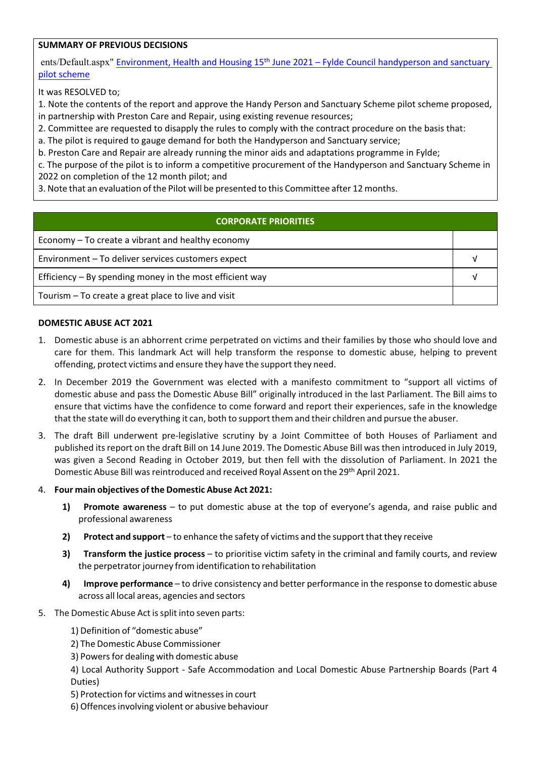**SUMMARY OF PREVIOUS DECISIONS**

ents/Default.aspx" Environment, Health and Housing 15th June 2021 – Fylde Council handyperson and sanctuary pilot scheme

It was RESOLVED to;

1. Note the contents of the report and approve the Handy Person and Sanctuary Scheme pilot scheme proposed, in partnership with Preston Care and Repair, using existing revenue resources;
2. Committee are requested to disapply the rules to comply with the contract procedure on the basis that:
a. The pilot is required to gauge demand for both the Handyperson and Sanctuary service;
b. Preston Care and Repair are already running the minor aids and adaptations programme in Fylde;
c. The purpose of the pilot is to inform a competitive procurement of the Handyperson and Sanctuary Scheme in 2022 on completion of the 12 month pilot; and
3. Note that an evaluation of the Pilot will be presented to this Committee after 12 months.

| CORPORATE PRIORITIES | |
|---|---|
| Economy – To create a vibrant and healthy economy | |
| Environment – To deliver services customers expect | √ |
| Efficiency – By spending money in the most efficient way | √ |
| Tourism – To create a great place to live and visit | |

**DOMESTIC ABUSE ACT 2021**

1. Domestic abuse is an abhorrent crime perpetrated on victims and their families by those who should love and care for them. This landmark Act will help transform the response to domestic abuse, helping to prevent offending, protect victims and ensure they have the support they need.
2. In December 2019 the Government was elected with a manifesto commitment to "support all victims of domestic abuse and pass the Domestic Abuse Bill" originally introduced in the last Parliament. The Bill aims to ensure that victims have the confidence to come forward and report their experiences, safe in the knowledge that the state will do everything it can, both to support them and their children and pursue the abuser.
3. The draft Bill underwent pre-legislative scrutiny by a Joint Committee of both Houses of Parliament and published its report on the draft Bill on 14 June 2019. The Domestic Abuse Bill was then introduced in July 2019, was given a Second Reading in October 2019, but then fell with the dissolution of Parliament. In 2021 the Domestic Abuse Bill was reintroduced and received Royal Assent on the 29th April 2021.
4. **Four main objectives of the Domestic Abuse Act 2021:**
   1) **Promote awareness** – to put domestic abuse at the top of everyone's agenda, and raise public and professional awareness
   2) **Protect and support** – to enhance the safety of victims and the support that they receive
   3) **Transform the justice process** – to prioritise victim safety in the criminal and family courts, and review the perpetrator journey from identification to rehabilitation
   4) **Improve performance** – to drive consistency and better performance in the response to domestic abuse across all local areas, agencies and sectors
5. The Domestic Abuse Act is split into seven parts:

   1) Definition of "domestic abuse"
   2) The Domestic Abuse Commissioner
   3) Powers for dealing with domestic abuse
   4) Local Authority Support - Safe Accommodation and Local Domestic Abuse Partnership Boards (Part 4 Duties)
   5) Protection for victims and witnesses in court
   6) Offences involving violent or abusive behaviour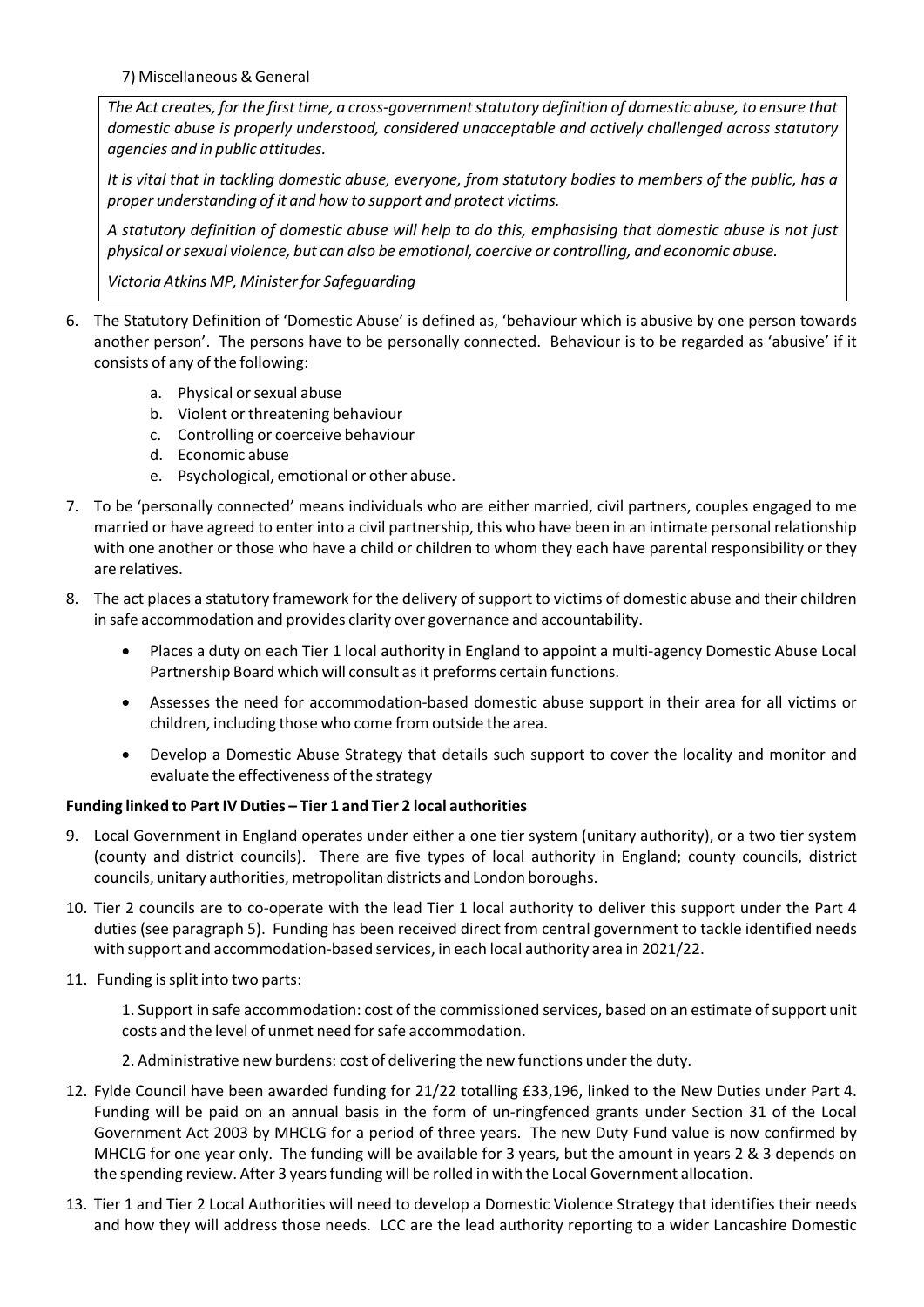7) Miscellaneous & General

*The Act creates, for the first time, a cross-government statutory definition of domestic abuse, to ensure that domestic abuse is properly understood, considered unacceptable and actively challenged across statutory agencies and in public attitudes.*

*It is vital that in tackling domestic abuse, everyone, from statutory bodies to members of the public, has a proper understanding of it and how to support and protect victims.*

*A statutory definition of domestic abuse will help to do this, emphasising that domestic abuse is not just physical or sexual violence, but can also be emotional, coercive or controlling, and economic abuse.*

*Victoria Atkins MP, Minister for Safeguarding*

6. The Statutory Definition of 'Domestic Abuse' is defined as, 'behaviour which is abusive by one person towards another person'. The persons have to be personally connected. Behaviour is to be regarded as 'abusive' if it consists of any of the following:
   a. Physical or sexual abuse
   b. Violent or threatening behaviour
   c. Controlling or coerceive behaviour
   d. Economic abuse
   e. Psychological, emotional or other abuse.
7. To be 'personally connected' means individuals who are either married, civil partners, couples engaged to me married or have agreed to enter into a civil partnership, this who have been in an intimate personal relationship with one another or those who have a child or children to whom they each have parental responsibility or they are relatives.
8. The act places a statutory framework for the delivery of support to victims of domestic abuse and their children in safe accommodation and provides clarity over governance and accountability.
   - Places a duty on each Tier 1 local authority in England to appoint a multi-agency Domestic Abuse Local Partnership Board which will consult as it preforms certain functions.
   - Assesses the need for accommodation-based domestic abuse support in their area for all victims or children, including those who come from outside the area.
   - Develop a Domestic Abuse Strategy that details such support to cover the locality and monitor and evaluate the effectiveness of the strategy

**Funding linked to Part IV Duties – Tier 1 and Tier 2 local authorities**

9. Local Government in England operates under either a one tier system (unitary authority), or a two tier system (county and district councils). There are five types of local authority in England; county councils, district councils, unitary authorities, metropolitan districts and London boroughs.
10. Tier 2 councils are to co-operate with the lead Tier 1 local authority to deliver this support under the Part 4 duties (see paragraph 5). Funding has been received direct from central government to tackle identified needs with support and accommodation-based services, in each local authority area in 2021/22.
11. Funding is split into two parts:

    1. Support in safe accommodation: cost of the commissioned services, based on an estimate of support unit costs and the level of unmet need for safe accommodation.

    2. Administrative new burdens: cost of delivering the new functions under the duty.
12. Fylde Council have been awarded funding for 21/22 totalling £33,196, linked to the New Duties under Part 4. Funding will be paid on an annual basis in the form of un-ringfenced grants under Section 31 of the Local Government Act 2003 by MHCLG for a period of three years. The new Duty Fund value is now confirmed by MHCLG for one year only. The funding will be available for 3 years, but the amount in years 2 & 3 depends on the spending review. After 3 years funding will be rolled in with the Local Government allocation.
13. Tier 1 and Tier 2 Local Authorities will need to develop a Domestic Violence Strategy that identifies their needs and how they will address those needs. LCC are the lead authority reporting to a wider Lancashire Domestic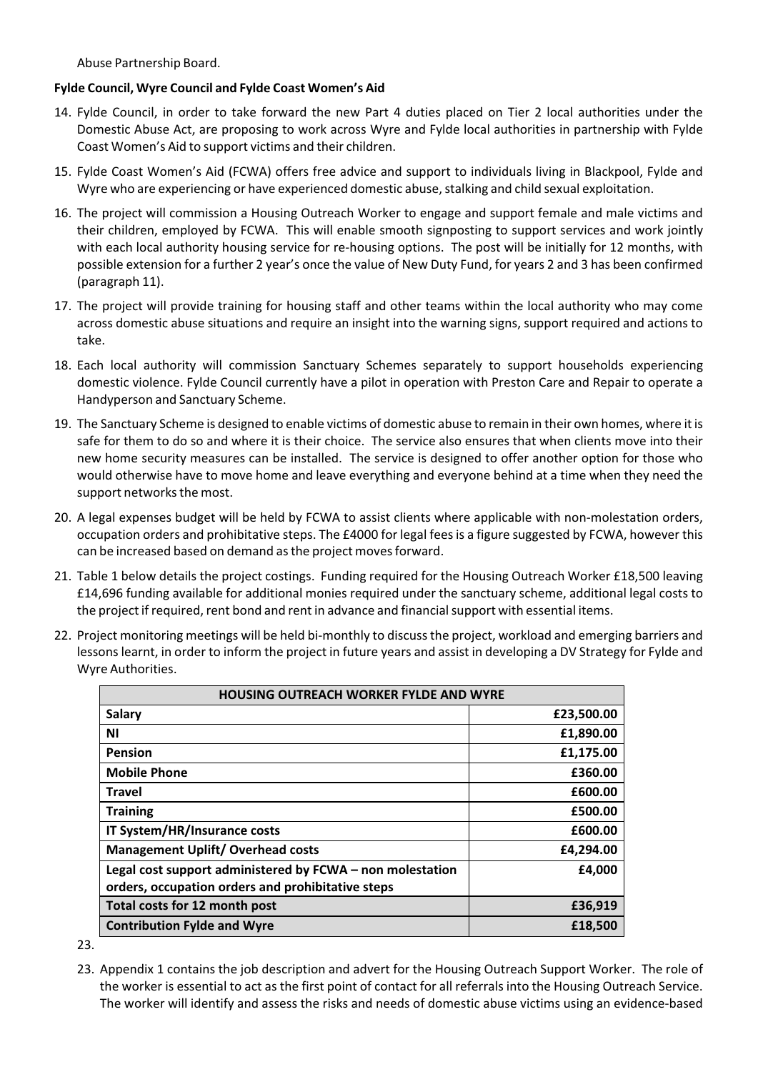Abuse Partnership Board.

**Fylde Council, Wyre Council and Fylde Coast Women's Aid**

14. Fylde Council, in order to take forward the new Part 4 duties placed on Tier 2 local authorities under the Domestic Abuse Act, are proposing to work across Wyre and Fylde local authorities in partnership with Fylde Coast Women's Aid to support victims and their children.

15. Fylde Coast Women's Aid (FCWA) offers free advice and support to individuals living in Blackpool, Fylde and Wyre who are experiencing or have experienced domestic abuse, stalking and child sexual exploitation.

16. The project will commission a Housing Outreach Worker to engage and support female and male victims and their children, employed by FCWA. This will enable smooth signposting to support services and work jointly with each local authority housing service for re-housing options. The post will be initially for 12 months, with possible extension for a further 2 year's once the value of New Duty Fund, for years 2 and 3 has been confirmed (paragraph 11).

17. The project will provide training for housing staff and other teams within the local authority who may come across domestic abuse situations and require an insight into the warning signs, support required and actions to take.

18. Each local authority will commission Sanctuary Schemes separately to support households experiencing domestic violence. Fylde Council currently have a pilot in operation with Preston Care and Repair to operate a Handyperson and Sanctuary Scheme.

19. The Sanctuary Scheme is designed to enable victims of domestic abuse to remain in their own homes, where it is safe for them to do so and where it is their choice. The service also ensures that when clients move into their new home security measures can be installed. The service is designed to offer another option for those who would otherwise have to move home and leave everything and everyone behind at a time when they need the support networks the most.

20. A legal expenses budget will be held by FCWA to assist clients where applicable with non-molestation orders, occupation orders and prohibitative steps. The £4000 for legal fees is a figure suggested by FCWA, however this can be increased based on demand as the project moves forward.

21. Table 1 below details the project costings. Funding required for the Housing Outreach Worker £18,500 leaving £14,696 funding available for additional monies required under the sanctuary scheme, additional legal costs to the project if required, rent bond and rent in advance and financial support with essential items.

22. Project monitoring meetings will be held bi-monthly to discuss the project, workload and emerging barriers and lessons learnt, in order to inform the project in future years and assist in developing a DV Strategy for Fylde and Wyre Authorities.

| HOUSING OUTREACH WORKER FYLDE AND WYRE | |
|---|---|
| **Salary** | **£23,500.00** |
| **NI** | **£1,890.00** |
| **Pension** | **£1,175.00** |
| **Mobile Phone** | **£360.00** |
| **Travel** | **£600.00** |
| **Training** | **£500.00** |
| **IT System/HR/Insurance costs** | **£600.00** |
| **Management Uplift/ Overhead costs** | **£4,294.00** |
| **Legal cost support administered by FCWA – non molestation orders, occupation orders and prohibitative steps** | **£4,000** |
| **Total costs for 12 month post** | **£36,919** |
| **Contribution Fylde and Wyre** | **£18,500** |

23.

23. Appendix 1 contains the job description and advert for the Housing Outreach Support Worker. The role of the worker is essential to act as the first point of contact for all referrals into the Housing Outreach Service. The worker will identify and assess the risks and needs of domestic abuse victims using an evidence-based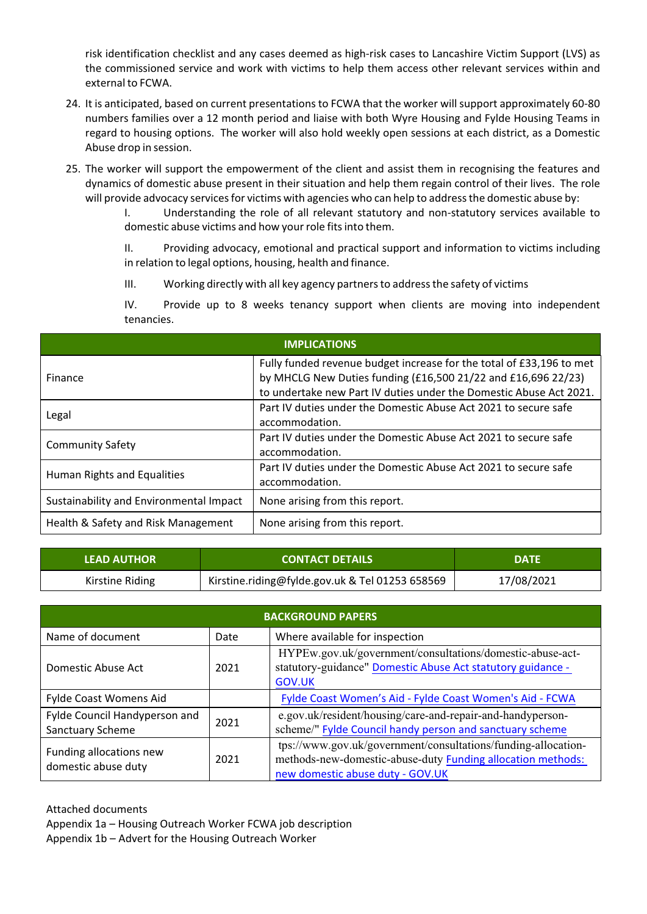risk identification checklist and any cases deemed as high-risk cases to Lancashire Victim Support (LVS) as the commissioned service and work with victims to help them access other relevant services within and external to FCWA.

24. It is anticipated, based on current presentations to FCWA that the worker will support approximately 60-80 numbers families over a 12 month period and liaise with both Wyre Housing and Fylde Housing Teams in regard to housing options. The worker will also hold weekly open sessions at each district, as a Domestic Abuse drop in session.

25. The worker will support the empowerment of the client and assist them in recognising the features and dynamics of domestic abuse present in their situation and help them regain control of their lives. The role will provide advocacy services for victims with agencies who can help to address the domestic abuse by:

    I. Understanding the role of all relevant statutory and non-statutory services available to domestic abuse victims and how your role fits into them.

    II. Providing advocacy, emotional and practical support and information to victims including in relation to legal options, housing, health and finance.

    III. Working directly with all key agency partners to address the safety of victims

    IV. Provide up to 8 weeks tenancy support when clients are moving into independent tenancies.

| **IMPLICATIONS** | |
|---|---|
| Finance | Fully funded revenue budget increase for the total of £33,196 to met by MHCLG New Duties funding (£16,500 21/22 and £16,696 22/23) to undertake new Part IV duties under the Domestic Abuse Act 2021. |
| Legal | Part IV duties under the Domestic Abuse Act 2021 to secure safe accommodation. |
| Community Safety | Part IV duties under the Domestic Abuse Act 2021 to secure safe accommodation. |
| Human Rights and Equalities | Part IV duties under the Domestic Abuse Act 2021 to secure safe accommodation. |
| Sustainability and Environmental Impact | None arising from this report. |
| Health & Safety and Risk Management | None arising from this report. |

| **LEAD AUTHOR** | **CONTACT DETAILS** | **DATE** |
|---|---|---|
| Kirstine Riding | Kirstine.riding@fylde.gov.uk & Tel 01253 658569 | 17/08/2021 |

| **BACKGROUND PAPERS** | | |
|---|---|---|
| Name of document | Date | Where available for inspection |
| Domestic Abuse Act | 2021 | HYPEw.gov.uk/government/consultations/domestic-abuse-act-statutory-guidance" Domestic Abuse Act statutory guidance - GOV.UK |
| Fylde Coast Womens Aid | | Fylde Coast Women's Aid - Fylde Coast Women's Aid - FCWA |
| Fylde Council Handyperson and Sanctuary Scheme | 2021 | e.gov.uk/resident/housing/care-and-repair-and-handyperson-scheme/" Fylde Council handy person and sanctuary scheme |
| Funding allocations new domestic abuse duty | 2021 | tps://www.gov.uk/government/consultations/funding-allocation-methods-new-domestic-abuse-duty Funding allocation methods: new domestic abuse duty - GOV.UK |

Attached documents
Appendix 1a – Housing Outreach Worker FCWA job description
Appendix 1b – Advert for the Housing Outreach Worker